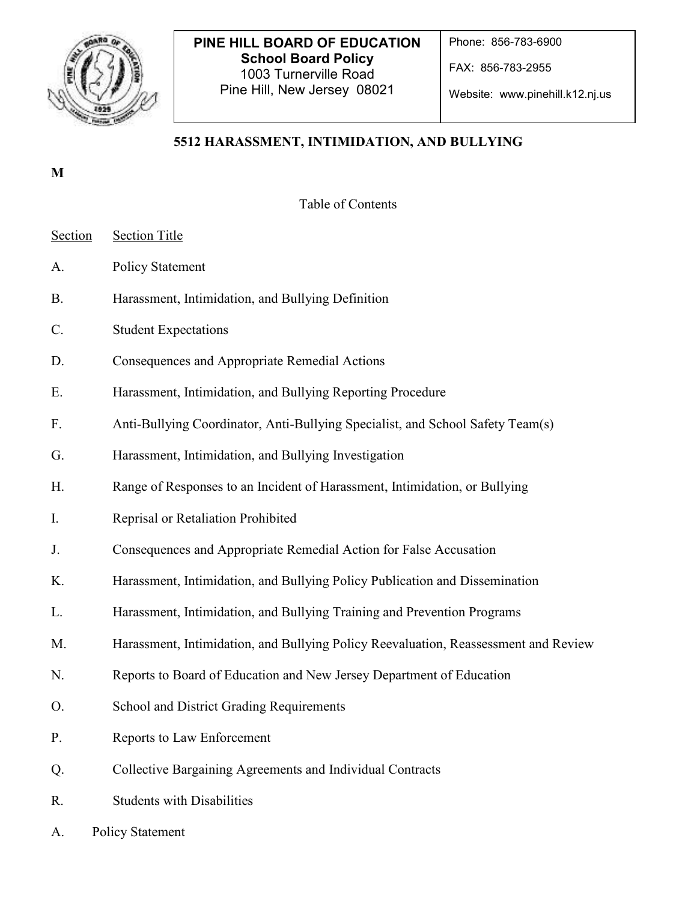**PINE HILL BOARD OF EDUCATION**
**School Board Policy**
1003 Turnerville Road
Pine Hill, New Jersey 08021

Phone: 856-783-6900

FAX: 856-783-2955

Website: www.pinehill.k12.nj.us

# 5512 HARASSMENT, INTIMIDATION, AND BULLYING

**M**

Table of Contents

| Section | Section Title |
|---|---|
| A. | Policy Statement |
| B. | Harassment, Intimidation, and Bullying Definition |
| C. | Student Expectations |
| D. | Consequences and Appropriate Remedial Actions |
| E. | Harassment, Intimidation, and Bullying Reporting Procedure |
| F. | Anti-Bullying Coordinator, Anti-Bullying Specialist, and School Safety Team(s) |
| G. | Harassment, Intimidation, and Bullying Investigation |
| H. | Range of Responses to an Incident of Harassment, Intimidation, or Bullying |
| I. | Reprisal or Retaliation Prohibited |
| J. | Consequences and Appropriate Remedial Action for False Accusation |
| K. | Harassment, Intimidation, and Bullying Policy Publication and Dissemination |
| L. | Harassment, Intimidation, and Bullying Training and Prevention Programs |
| M. | Harassment, Intimidation, and Bullying Policy Reevaluation, Reassessment and Review |
| N. | Reports to Board of Education and New Jersey Department of Education |
| O. | School and District Grading Requirements |
| P. | Reports to Law Enforcement |
| Q. | Collective Bargaining Agreements and Individual Contracts |
| R. | Students with Disabilities |

## A. Policy Statement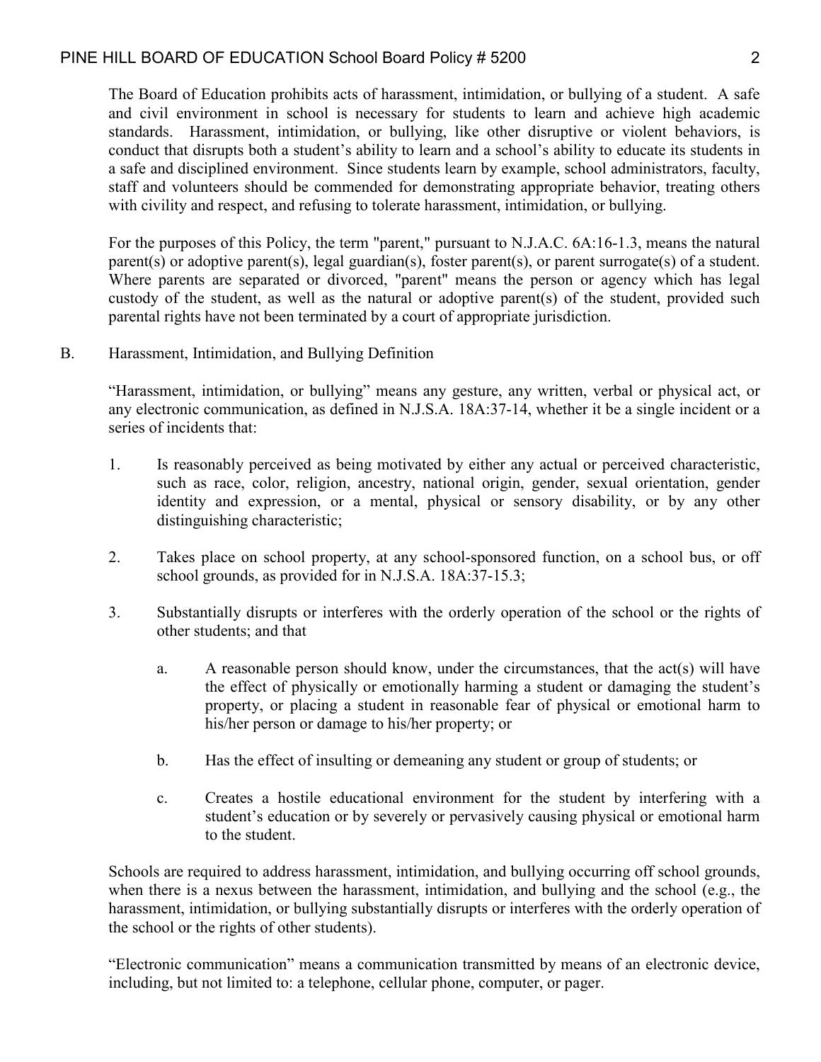The Board of Education prohibits acts of harassment, intimidation, or bullying of a student. A safe and civil environment in school is necessary for students to learn and achieve high academic standards. Harassment, intimidation, or bullying, like other disruptive or violent behaviors, is conduct that disrupts both a student's ability to learn and a school's ability to educate its students in a safe and disciplined environment. Since students learn by example, school administrators, faculty, staff and volunteers should be commended for demonstrating appropriate behavior, treating others with civility and respect, and refusing to tolerate harassment, intimidation, or bullying.

For the purposes of this Policy, the term "parent," pursuant to N.J.A.C. 6A:16-1.3, means the natural parent(s) or adoptive parent(s), legal guardian(s), foster parent(s), or parent surrogate(s) of a student. Where parents are separated or divorced, "parent" means the person or agency which has legal custody of the student, as well as the natural or adoptive parent(s) of the student, provided such parental rights have not been terminated by a court of appropriate jurisdiction.

B. Harassment, Intimidation, and Bullying Definition

"Harassment, intimidation, or bullying" means any gesture, any written, verbal or physical act, or any electronic communication, as defined in N.J.S.A. 18A:37-14, whether it be a single incident or a series of incidents that:

1. Is reasonably perceived as being motivated by either any actual or perceived characteristic, such as race, color, religion, ancestry, national origin, gender, sexual orientation, gender identity and expression, or a mental, physical or sensory disability, or by any other distinguishing characteristic;

2. Takes place on school property, at any school-sponsored function, on a school bus, or off school grounds, as provided for in N.J.S.A. 18A:37-15.3;

3. Substantially disrupts or interferes with the orderly operation of the school or the rights of other students; and that

   a. A reasonable person should know, under the circumstances, that the act(s) will have the effect of physically or emotionally harming a student or damaging the student's property, or placing a student in reasonable fear of physical or emotional harm to his/her person or damage to his/her property; or

   b. Has the effect of insulting or demeaning any student or group of students; or

   c. Creates a hostile educational environment for the student by interfering with a student's education or by severely or pervasively causing physical or emotional harm to the student.

Schools are required to address harassment, intimidation, and bullying occurring off school grounds, when there is a nexus between the harassment, intimidation, and bullying and the school (e.g., the harassment, intimidation, or bullying substantially disrupts or interferes with the orderly operation of the school or the rights of other students).

"Electronic communication" means a communication transmitted by means of an electronic device, including, but not limited to: a telephone, cellular phone, computer, or pager.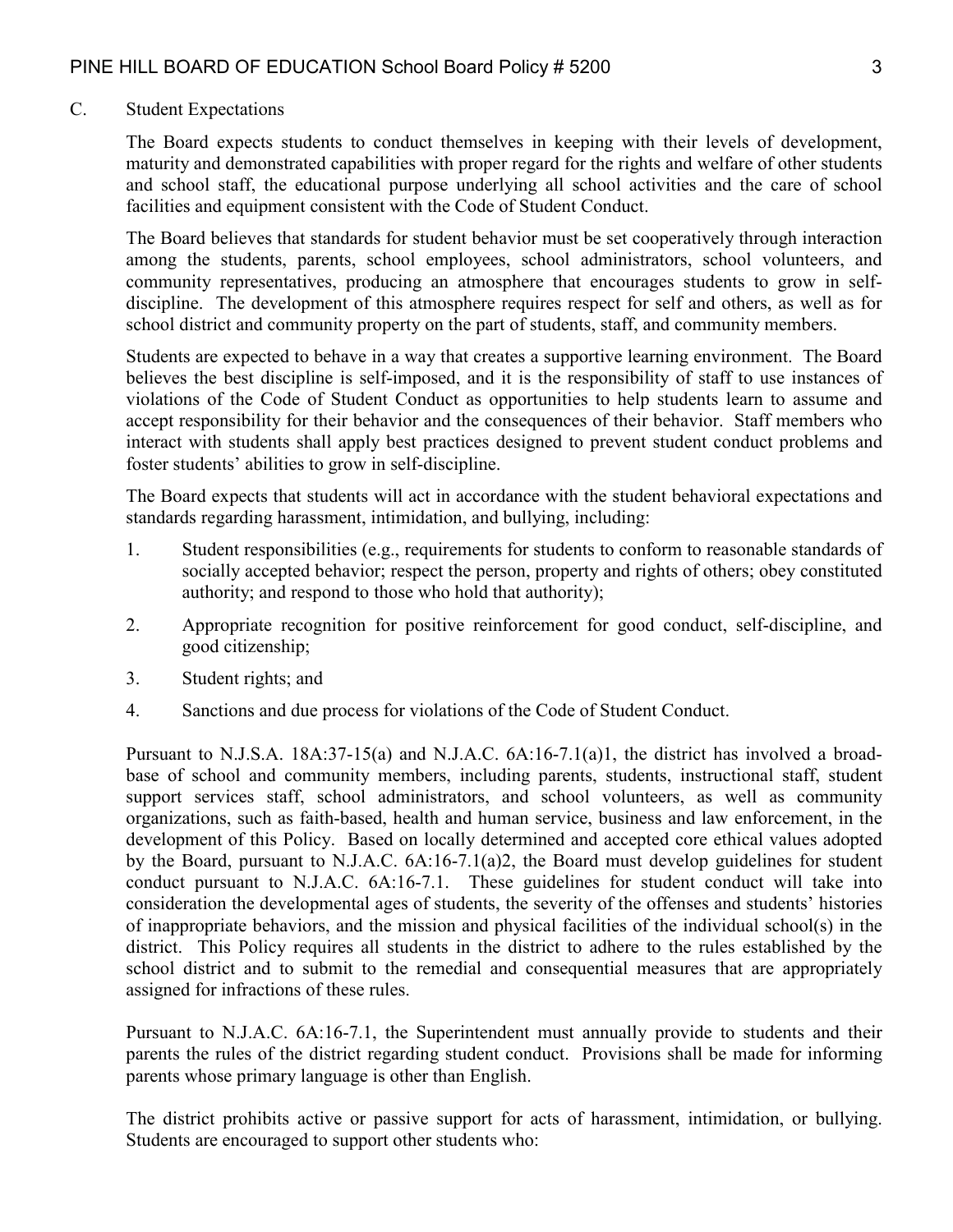C. Student Expectations

The Board expects students to conduct themselves in keeping with their levels of development, maturity and demonstrated capabilities with proper regard for the rights and welfare of other students and school staff, the educational purpose underlying all school activities and the care of school facilities and equipment consistent with the Code of Student Conduct.

The Board believes that standards for student behavior must be set cooperatively through interaction among the students, parents, school employees, school administrators, school volunteers, and community representatives, producing an atmosphere that encourages students to grow in self-discipline. The development of this atmosphere requires respect for self and others, as well as for school district and community property on the part of students, staff, and community members.

Students are expected to behave in a way that creates a supportive learning environment. The Board believes the best discipline is self-imposed, and it is the responsibility of staff to use instances of violations of the Code of Student Conduct as opportunities to help students learn to assume and accept responsibility for their behavior and the consequences of their behavior. Staff members who interact with students shall apply best practices designed to prevent student conduct problems and foster students' abilities to grow in self-discipline.

The Board expects that students will act in accordance with the student behavioral expectations and standards regarding harassment, intimidation, and bullying, including:

1. Student responsibilities (e.g., requirements for students to conform to reasonable standards of socially accepted behavior; respect the person, property and rights of others; obey constituted authority; and respond to those who hold that authority);
2. Appropriate recognition for positive reinforcement for good conduct, self-discipline, and good citizenship;
3. Student rights; and
4. Sanctions and due process for violations of the Code of Student Conduct.

Pursuant to N.J.S.A. 18A:37-15(a) and N.J.A.C. 6A:16-7.1(a)1, the district has involved a broad-base of school and community members, including parents, students, instructional staff, student support services staff, school administrators, and school volunteers, as well as community organizations, such as faith-based, health and human service, business and law enforcement, in the development of this Policy. Based on locally determined and accepted core ethical values adopted by the Board, pursuant to N.J.A.C. 6A:16-7.1(a)2, the Board must develop guidelines for student conduct pursuant to N.J.A.C. 6A:16-7.1. These guidelines for student conduct will take into consideration the developmental ages of students, the severity of the offenses and students' histories of inappropriate behaviors, and the mission and physical facilities of the individual school(s) in the district. This Policy requires all students in the district to adhere to the rules established by the school district and to submit to the remedial and consequential measures that are appropriately assigned for infractions of these rules.

Pursuant to N.J.A.C. 6A:16-7.1, the Superintendent must annually provide to students and their parents the rules of the district regarding student conduct. Provisions shall be made for informing parents whose primary language is other than English.

The district prohibits active or passive support for acts of harassment, intimidation, or bullying. Students are encouraged to support other students who: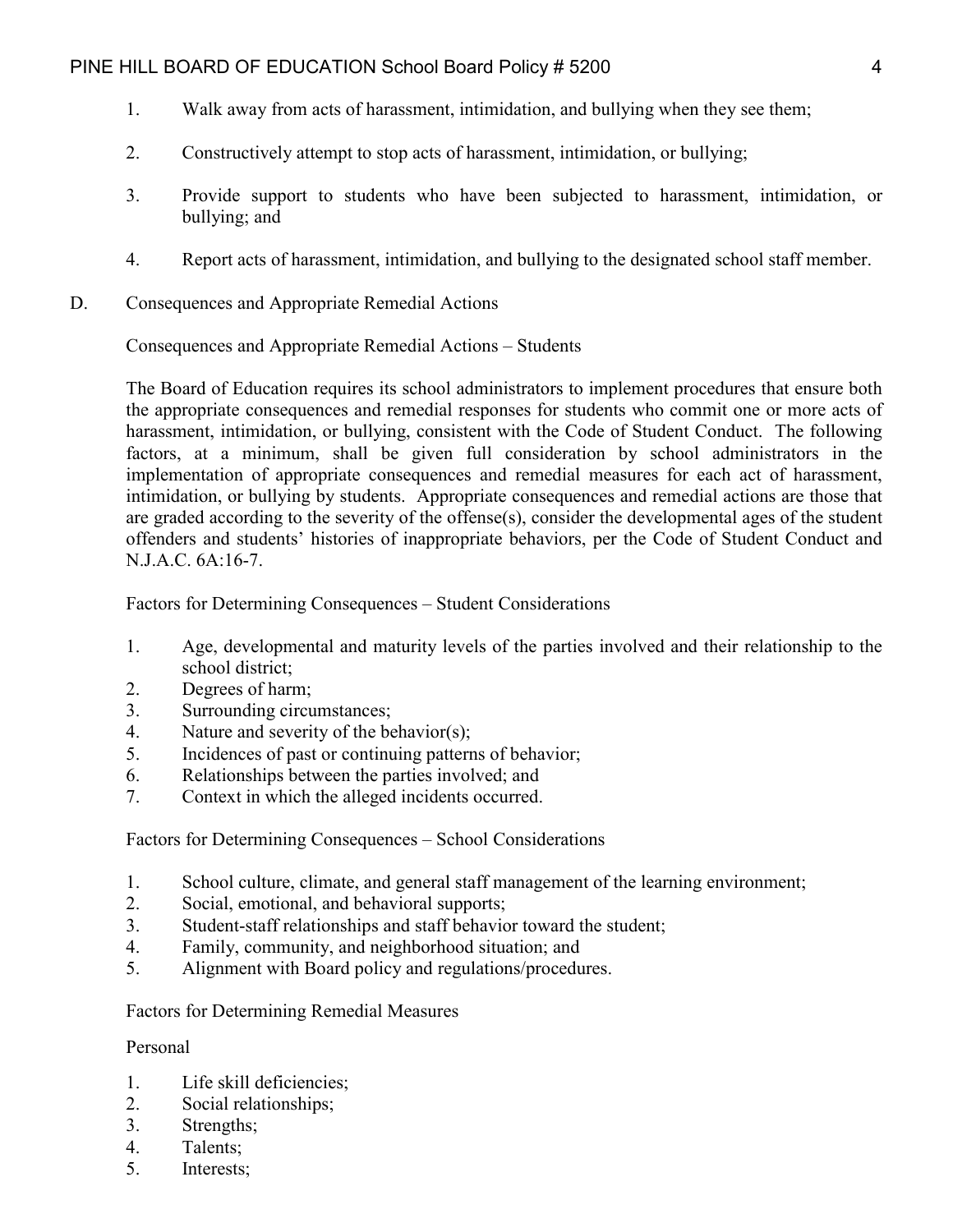1. Walk away from acts of harassment, intimidation, and bullying when they see them;

2. Constructively attempt to stop acts of harassment, intimidation, or bullying;

3. Provide support to students who have been subjected to harassment, intimidation, or bullying; and

4. Report acts of harassment, intimidation, and bullying to the designated school staff member.

D. Consequences and Appropriate Remedial Actions

Consequences and Appropriate Remedial Actions – Students

The Board of Education requires its school administrators to implement procedures that ensure both the appropriate consequences and remedial responses for students who commit one or more acts of harassment, intimidation, or bullying, consistent with the Code of Student Conduct. The following factors, at a minimum, shall be given full consideration by school administrators in the implementation of appropriate consequences and remedial measures for each act of harassment, intimidation, or bullying by students. Appropriate consequences and remedial actions are those that are graded according to the severity of the offense(s), consider the developmental ages of the student offenders and students' histories of inappropriate behaviors, per the Code of Student Conduct and N.J.A.C. 6A:16-7.

Factors for Determining Consequences – Student Considerations

1. Age, developmental and maturity levels of the parties involved and their relationship to the school district;
2. Degrees of harm;
3. Surrounding circumstances;
4. Nature and severity of the behavior(s);
5. Incidences of past or continuing patterns of behavior;
6. Relationships between the parties involved; and
7. Context in which the alleged incidents occurred.

Factors for Determining Consequences – School Considerations

1. School culture, climate, and general staff management of the learning environment;
2. Social, emotional, and behavioral supports;
3. Student-staff relationships and staff behavior toward the student;
4. Family, community, and neighborhood situation; and
5. Alignment with Board policy and regulations/procedures.

Factors for Determining Remedial Measures

Personal

1. Life skill deficiencies;
2. Social relationships;
3. Strengths;
4. Talents;
5. Interests;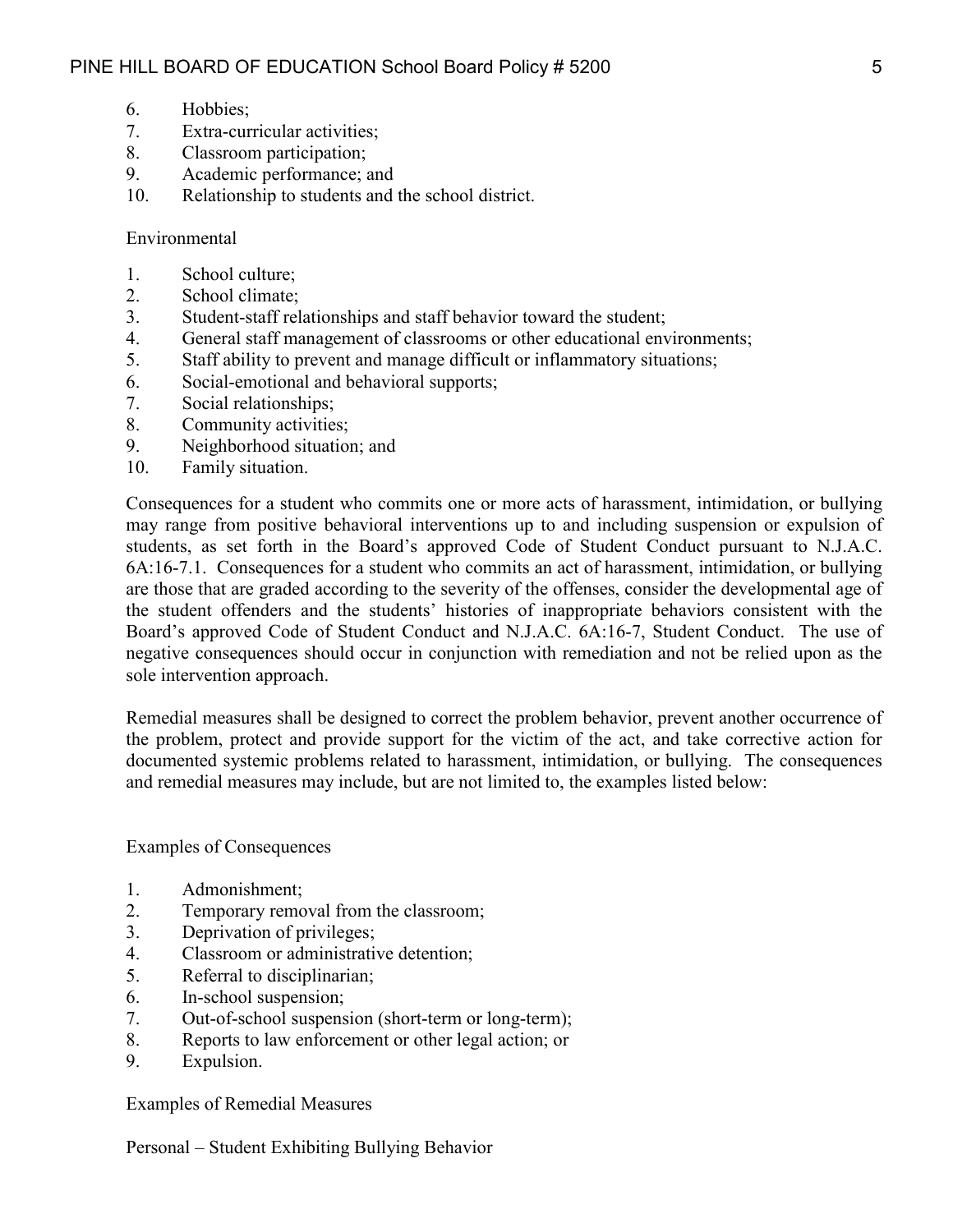6. Hobbies;
7. Extra-curricular activities;
8. Classroom participation;
9. Academic performance; and
10. Relationship to students and the school district.

Environmental

1. School culture;
2. School climate;
3. Student-staff relationships and staff behavior toward the student;
4. General staff management of classrooms or other educational environments;
5. Staff ability to prevent and manage difficult or inflammatory situations;
6. Social-emotional and behavioral supports;
7. Social relationships;
8. Community activities;
9. Neighborhood situation; and
10. Family situation.

Consequences for a student who commits one or more acts of harassment, intimidation, or bullying may range from positive behavioral interventions up to and including suspension or expulsion of students, as set forth in the Board's approved Code of Student Conduct pursuant to N.J.A.C. 6A:16-7.1. Consequences for a student who commits an act of harassment, intimidation, or bullying are those that are graded according to the severity of the offenses, consider the developmental age of the student offenders and the students' histories of inappropriate behaviors consistent with the Board's approved Code of Student Conduct and N.J.A.C. 6A:16-7, Student Conduct. The use of negative consequences should occur in conjunction with remediation and not be relied upon as the sole intervention approach.

Remedial measures shall be designed to correct the problem behavior, prevent another occurrence of the problem, protect and provide support for the victim of the act, and take corrective action for documented systemic problems related to harassment, intimidation, or bullying. The consequences and remedial measures may include, but are not limited to, the examples listed below:

Examples of Consequences

1. Admonishment;
2. Temporary removal from the classroom;
3. Deprivation of privileges;
4. Classroom or administrative detention;
5. Referral to disciplinarian;
6. In-school suspension;
7. Out-of-school suspension (short-term or long-term);
8. Reports to law enforcement or other legal action; or
9. Expulsion.

Examples of Remedial Measures

Personal – Student Exhibiting Bullying Behavior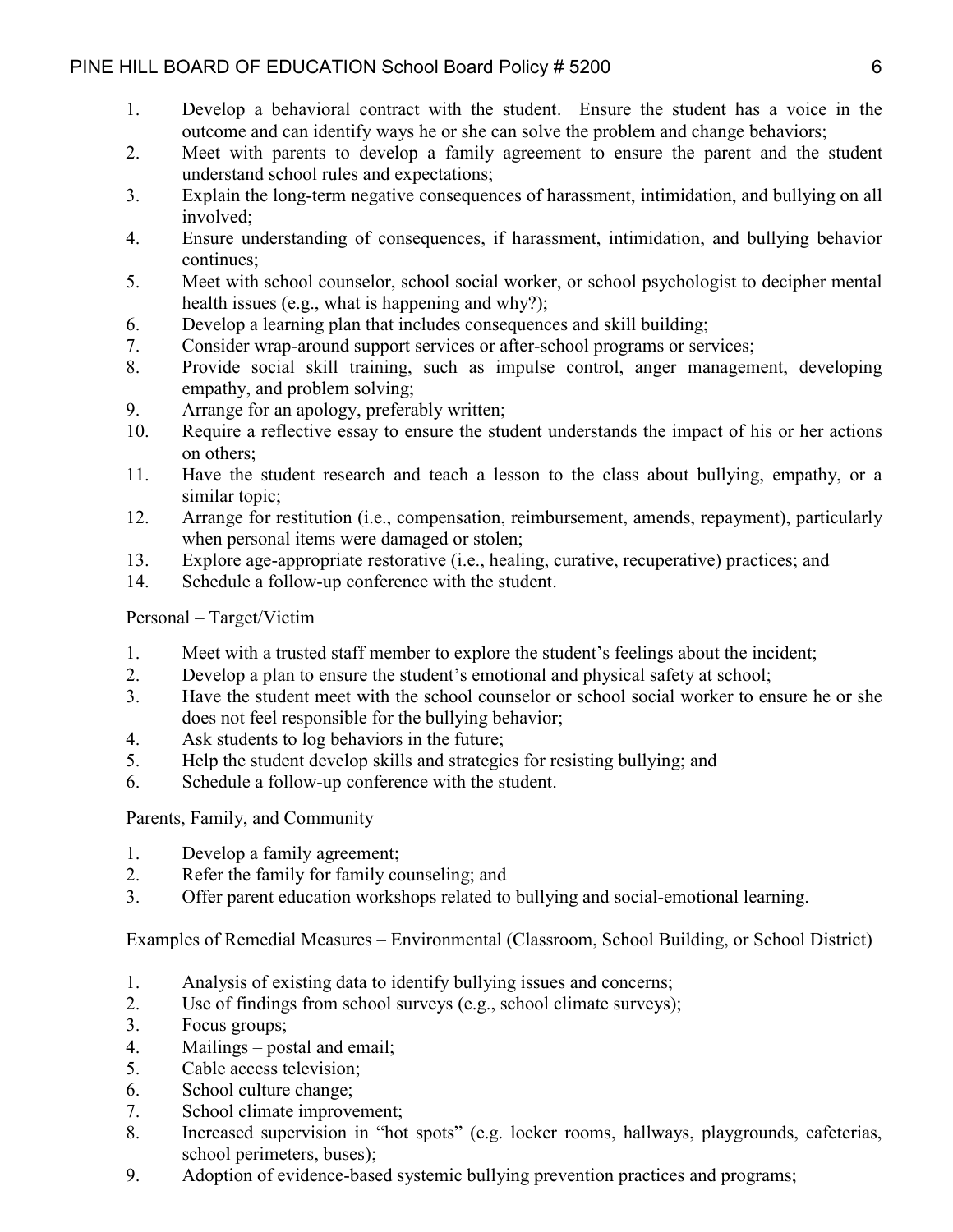1. Develop a behavioral contract with the student. Ensure the student has a voice in the outcome and can identify ways he or she can solve the problem and change behaviors;
2. Meet with parents to develop a family agreement to ensure the parent and the student understand school rules and expectations;
3. Explain the long-term negative consequences of harassment, intimidation, and bullying on all involved;
4. Ensure understanding of consequences, if harassment, intimidation, and bullying behavior continues;
5. Meet with school counselor, school social worker, or school psychologist to decipher mental health issues (e.g., what is happening and why?);
6. Develop a learning plan that includes consequences and skill building;
7. Consider wrap-around support services or after-school programs or services;
8. Provide social skill training, such as impulse control, anger management, developing empathy, and problem solving;
9. Arrange for an apology, preferably written;
10. Require a reflective essay to ensure the student understands the impact of his or her actions on others;
11. Have the student research and teach a lesson to the class about bullying, empathy, or a similar topic;
12. Arrange for restitution (i.e., compensation, reimbursement, amends, repayment), particularly when personal items were damaged or stolen;
13. Explore age-appropriate restorative (i.e., healing, curative, recuperative) practices; and
14. Schedule a follow-up conference with the student.

Personal – Target/Victim

1. Meet with a trusted staff member to explore the student's feelings about the incident;
2. Develop a plan to ensure the student's emotional and physical safety at school;
3. Have the student meet with the school counselor or school social worker to ensure he or she does not feel responsible for the bullying behavior;
4. Ask students to log behaviors in the future;
5. Help the student develop skills and strategies for resisting bullying; and
6. Schedule a follow-up conference with the student.

Parents, Family, and Community

1. Develop a family agreement;
2. Refer the family for family counseling; and
3. Offer parent education workshops related to bullying and social-emotional learning.

Examples of Remedial Measures – Environmental (Classroom, School Building, or School District)

1. Analysis of existing data to identify bullying issues and concerns;
2. Use of findings from school surveys (e.g., school climate surveys);
3. Focus groups;
4. Mailings – postal and email;
5. Cable access television;
6. School culture change;
7. School climate improvement;
8. Increased supervision in "hot spots" (e.g. locker rooms, hallways, playgrounds, cafeterias, school perimeters, buses);
9. Adoption of evidence-based systemic bullying prevention practices and programs;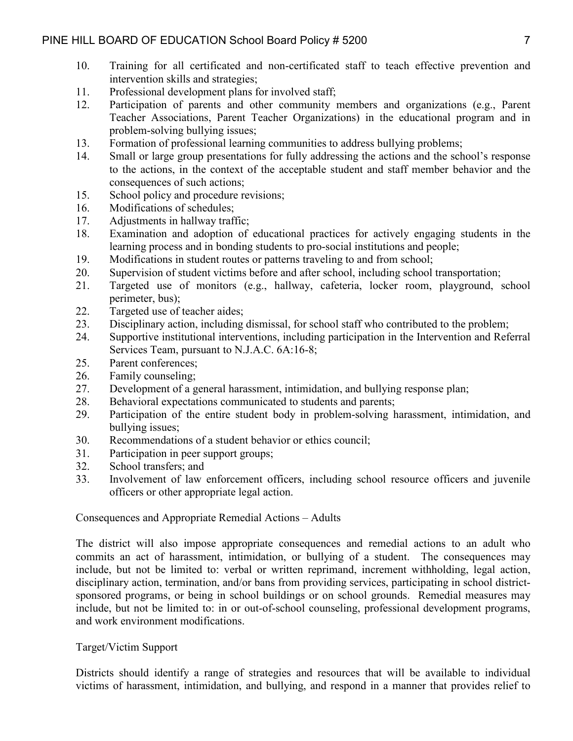10. Training for all certificated and non-certificated staff to teach effective prevention and intervention skills and strategies;
11. Professional development plans for involved staff;
12. Participation of parents and other community members and organizations (e.g., Parent Teacher Associations, Parent Teacher Organizations) in the educational program and in problem-solving bullying issues;
13. Formation of professional learning communities to address bullying problems;
14. Small or large group presentations for fully addressing the actions and the school's response to the actions, in the context of the acceptable student and staff member behavior and the consequences of such actions;
15. School policy and procedure revisions;
16. Modifications of schedules;
17. Adjustments in hallway traffic;
18. Examination and adoption of educational practices for actively engaging students in the learning process and in bonding students to pro-social institutions and people;
19. Modifications in student routes or patterns traveling to and from school;
20. Supervision of student victims before and after school, including school transportation;
21. Targeted use of monitors (e.g., hallway, cafeteria, locker room, playground, school perimeter, bus);
22. Targeted use of teacher aides;
23. Disciplinary action, including dismissal, for school staff who contributed to the problem;
24. Supportive institutional interventions, including participation in the Intervention and Referral Services Team, pursuant to N.J.A.C. 6A:16-8;
25. Parent conferences;
26. Family counseling;
27. Development of a general harassment, intimidation, and bullying response plan;
28. Behavioral expectations communicated to students and parents;
29. Participation of the entire student body in problem-solving harassment, intimidation, and bullying issues;
30. Recommendations of a student behavior or ethics council;
31. Participation in peer support groups;
32. School transfers; and
33. Involvement of law enforcement officers, including school resource officers and juvenile officers or other appropriate legal action.

Consequences and Appropriate Remedial Actions – Adults

The district will also impose appropriate consequences and remedial actions to an adult who commits an act of harassment, intimidation, or bullying of a student. The consequences may include, but not be limited to: verbal or written reprimand, increment withholding, legal action, disciplinary action, termination, and/or bans from providing services, participating in school district-sponsored programs, or being in school buildings or on school grounds. Remedial measures may include, but not be limited to: in or out-of-school counseling, professional development programs, and work environment modifications.

Target/Victim Support

Districts should identify a range of strategies and resources that will be available to individual victims of harassment, intimidation, and bullying, and respond in a manner that provides relief to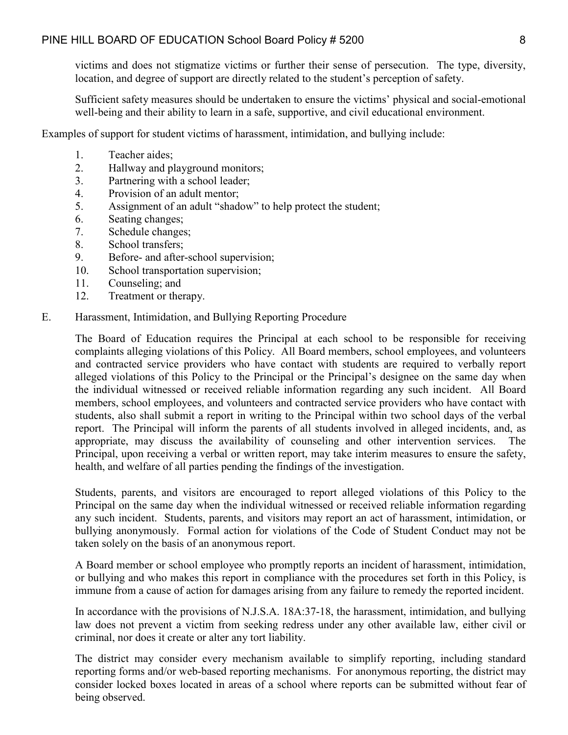victims and does not stigmatize victims or further their sense of persecution. The type, diversity, location, and degree of support are directly related to the student's perception of safety.

Sufficient safety measures should be undertaken to ensure the victims' physical and social-emotional well-being and their ability to learn in a safe, supportive, and civil educational environment.

Examples of support for student victims of harassment, intimidation, and bullying include:

1. Teacher aides;
2. Hallway and playground monitors;
3. Partnering with a school leader;
4. Provision of an adult mentor;
5. Assignment of an adult "shadow" to help protect the student;
6. Seating changes;
7. Schedule changes;
8. School transfers;
9. Before- and after-school supervision;
10. School transportation supervision;
11. Counseling; and
12. Treatment or therapy.

E. Harassment, Intimidation, and Bullying Reporting Procedure

The Board of Education requires the Principal at each school to be responsible for receiving complaints alleging violations of this Policy. All Board members, school employees, and volunteers and contracted service providers who have contact with students are required to verbally report alleged violations of this Policy to the Principal or the Principal's designee on the same day when the individual witnessed or received reliable information regarding any such incident. All Board members, school employees, and volunteers and contracted service providers who have contact with students, also shall submit a report in writing to the Principal within two school days of the verbal report. The Principal will inform the parents of all students involved in alleged incidents, and, as appropriate, may discuss the availability of counseling and other intervention services. The Principal, upon receiving a verbal or written report, may take interim measures to ensure the safety, health, and welfare of all parties pending the findings of the investigation.

Students, parents, and visitors are encouraged to report alleged violations of this Policy to the Principal on the same day when the individual witnessed or received reliable information regarding any such incident. Students, parents, and visitors may report an act of harassment, intimidation, or bullying anonymously. Formal action for violations of the Code of Student Conduct may not be taken solely on the basis of an anonymous report.

A Board member or school employee who promptly reports an incident of harassment, intimidation, or bullying and who makes this report in compliance with the procedures set forth in this Policy, is immune from a cause of action for damages arising from any failure to remedy the reported incident.

In accordance with the provisions of N.J.S.A. 18A:37-18, the harassment, intimidation, and bullying law does not prevent a victim from seeking redress under any other available law, either civil or criminal, nor does it create or alter any tort liability.

The district may consider every mechanism available to simplify reporting, including standard reporting forms and/or web-based reporting mechanisms. For anonymous reporting, the district may consider locked boxes located in areas of a school where reports can be submitted without fear of being observed.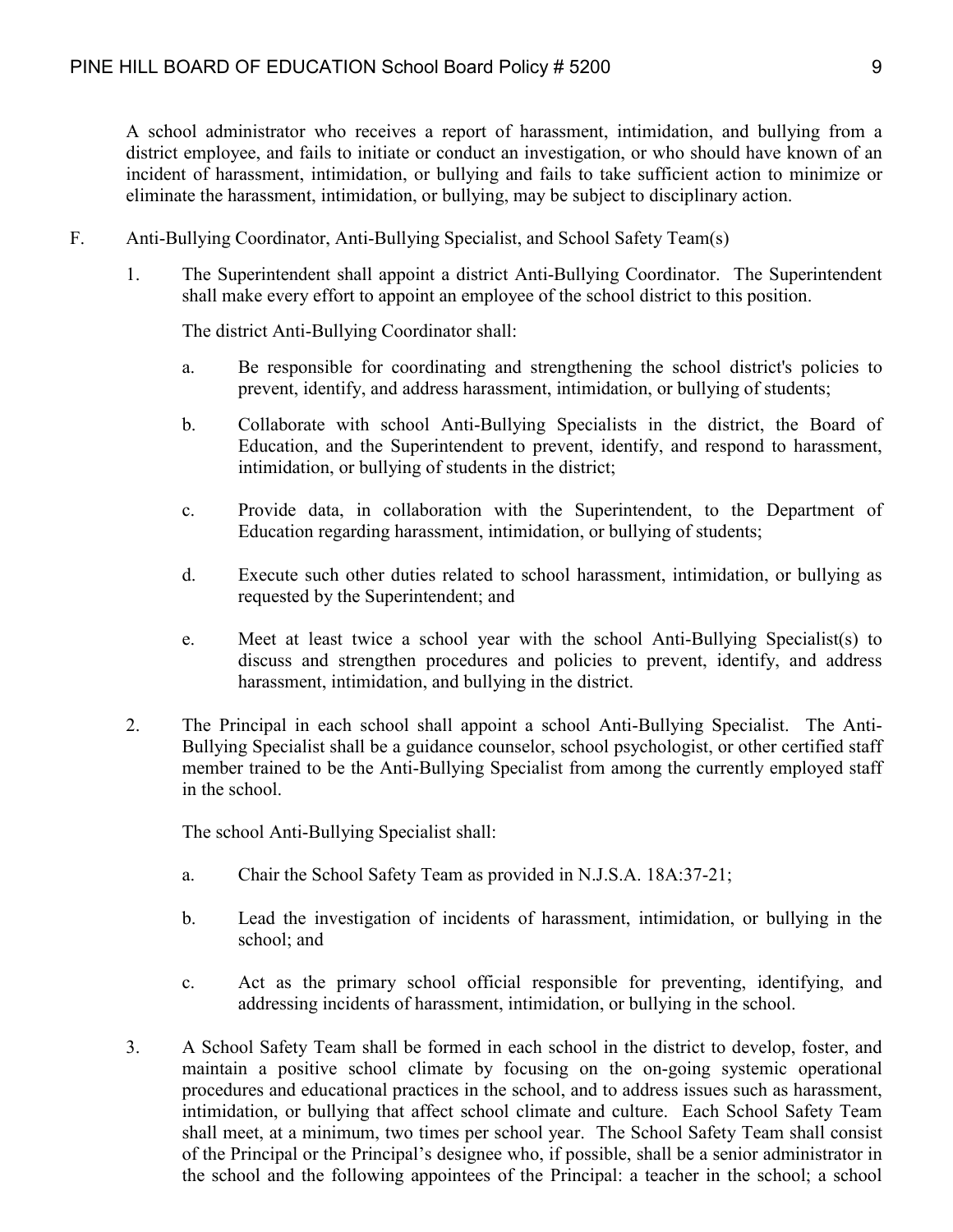A school administrator who receives a report of harassment, intimidation, and bullying from a district employee, and fails to initiate or conduct an investigation, or who should have known of an incident of harassment, intimidation, or bullying and fails to take sufficient action to minimize or eliminate the harassment, intimidation, or bullying, may be subject to disciplinary action.

F. Anti-Bullying Coordinator, Anti-Bullying Specialist, and School Safety Team(s)

1. The Superintendent shall appoint a district Anti-Bullying Coordinator. The Superintendent shall make every effort to appoint an employee of the school district to this position.

   The district Anti-Bullying Coordinator shall:

   a. Be responsible for coordinating and strengthening the school district's policies to prevent, identify, and address harassment, intimidation, or bullying of students;

   b. Collaborate with school Anti-Bullying Specialists in the district, the Board of Education, and the Superintendent to prevent, identify, and respond to harassment, intimidation, or bullying of students in the district;

   c. Provide data, in collaboration with the Superintendent, to the Department of Education regarding harassment, intimidation, or bullying of students;

   d. Execute such other duties related to school harassment, intimidation, or bullying as requested by the Superintendent; and

   e. Meet at least twice a school year with the school Anti-Bullying Specialist(s) to discuss and strengthen procedures and policies to prevent, identify, and address harassment, intimidation, and bullying in the district.

2. The Principal in each school shall appoint a school Anti-Bullying Specialist. The Anti-Bullying Specialist shall be a guidance counselor, school psychologist, or other certified staff member trained to be the Anti-Bullying Specialist from among the currently employed staff in the school.

   The school Anti-Bullying Specialist shall:

   a. Chair the School Safety Team as provided in N.J.S.A. 18A:37-21;

   b. Lead the investigation of incidents of harassment, intimidation, or bullying in the school; and

   c. Act as the primary school official responsible for preventing, identifying, and addressing incidents of harassment, intimidation, or bullying in the school.

3. A School Safety Team shall be formed in each school in the district to develop, foster, and maintain a positive school climate by focusing on the on-going systemic operational procedures and educational practices in the school, and to address issues such as harassment, intimidation, or bullying that affect school climate and culture. Each School Safety Team shall meet, at a minimum, two times per school year. The School Safety Team shall consist of the Principal or the Principal's designee who, if possible, shall be a senior administrator in the school and the following appointees of the Principal: a teacher in the school; a school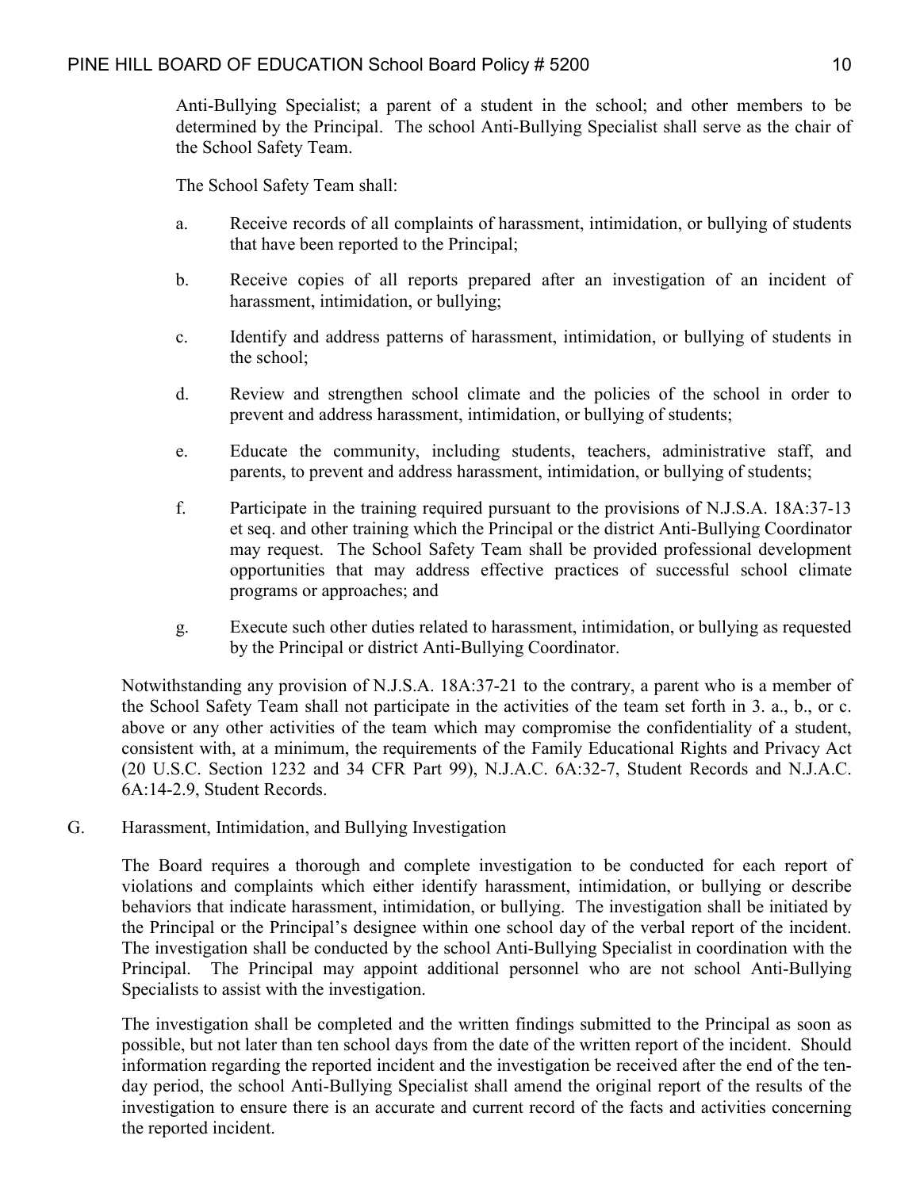Anti-Bullying Specialist; a parent of a student in the school; and other members to be determined by the Principal. The school Anti-Bullying Specialist shall serve as the chair of the School Safety Team.

The School Safety Team shall:

a. Receive records of all complaints of harassment, intimidation, or bullying of students that have been reported to the Principal;

b. Receive copies of all reports prepared after an investigation of an incident of harassment, intimidation, or bullying;

c. Identify and address patterns of harassment, intimidation, or bullying of students in the school;

d. Review and strengthen school climate and the policies of the school in order to prevent and address harassment, intimidation, or bullying of students;

e. Educate the community, including students, teachers, administrative staff, and parents, to prevent and address harassment, intimidation, or bullying of students;

f. Participate in the training required pursuant to the provisions of N.J.S.A. 18A:37-13 et seq. and other training which the Principal or the district Anti-Bullying Coordinator may request. The School Safety Team shall be provided professional development opportunities that may address effective practices of successful school climate programs or approaches; and

g. Execute such other duties related to harassment, intimidation, or bullying as requested by the Principal or district Anti-Bullying Coordinator.

Notwithstanding any provision of N.J.S.A. 18A:37-21 to the contrary, a parent who is a member of the School Safety Team shall not participate in the activities of the team set forth in 3. a., b., or c. above or any other activities of the team which may compromise the confidentiality of a student, consistent with, at a minimum, the requirements of the Family Educational Rights and Privacy Act (20 U.S.C. Section 1232 and 34 CFR Part 99), N.J.A.C. 6A:32-7, Student Records and N.J.A.C. 6A:14-2.9, Student Records.

G. Harassment, Intimidation, and Bullying Investigation

The Board requires a thorough and complete investigation to be conducted for each report of violations and complaints which either identify harassment, intimidation, or bullying or describe behaviors that indicate harassment, intimidation, or bullying. The investigation shall be initiated by the Principal or the Principal's designee within one school day of the verbal report of the incident. The investigation shall be conducted by the school Anti-Bullying Specialist in coordination with the Principal. The Principal may appoint additional personnel who are not school Anti-Bullying Specialists to assist with the investigation.

The investigation shall be completed and the written findings submitted to the Principal as soon as possible, but not later than ten school days from the date of the written report of the incident. Should information regarding the reported incident and the investigation be received after the end of the ten-day period, the school Anti-Bullying Specialist shall amend the original report of the results of the investigation to ensure there is an accurate and current record of the facts and activities concerning the reported incident.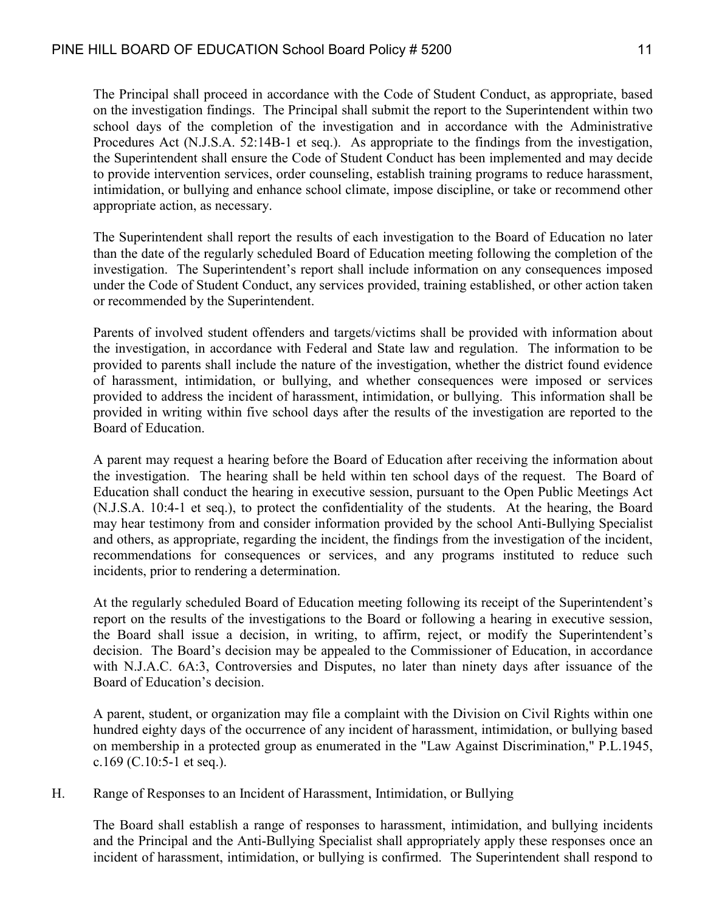The Principal shall proceed in accordance with the Code of Student Conduct, as appropriate, based on the investigation findings. The Principal shall submit the report to the Superintendent within two school days of the completion of the investigation and in accordance with the Administrative Procedures Act (N.J.S.A. 52:14B-1 et seq.). As appropriate to the findings from the investigation, the Superintendent shall ensure the Code of Student Conduct has been implemented and may decide to provide intervention services, order counseling, establish training programs to reduce harassment, intimidation, or bullying and enhance school climate, impose discipline, or take or recommend other appropriate action, as necessary.

The Superintendent shall report the results of each investigation to the Board of Education no later than the date of the regularly scheduled Board of Education meeting following the completion of the investigation. The Superintendent's report shall include information on any consequences imposed under the Code of Student Conduct, any services provided, training established, or other action taken or recommended by the Superintendent.

Parents of involved student offenders and targets/victims shall be provided with information about the investigation, in accordance with Federal and State law and regulation. The information to be provided to parents shall include the nature of the investigation, whether the district found evidence of harassment, intimidation, or bullying, and whether consequences were imposed or services provided to address the incident of harassment, intimidation, or bullying. This information shall be provided in writing within five school days after the results of the investigation are reported to the Board of Education.

A parent may request a hearing before the Board of Education after receiving the information about the investigation. The hearing shall be held within ten school days of the request. The Board of Education shall conduct the hearing in executive session, pursuant to the Open Public Meetings Act (N.J.S.A. 10:4-1 et seq.), to protect the confidentiality of the students. At the hearing, the Board may hear testimony from and consider information provided by the school Anti-Bullying Specialist and others, as appropriate, regarding the incident, the findings from the investigation of the incident, recommendations for consequences or services, and any programs instituted to reduce such incidents, prior to rendering a determination.

At the regularly scheduled Board of Education meeting following its receipt of the Superintendent's report on the results of the investigations to the Board or following a hearing in executive session, the Board shall issue a decision, in writing, to affirm, reject, or modify the Superintendent's decision. The Board's decision may be appealed to the Commissioner of Education, in accordance with N.J.A.C. 6A:3, Controversies and Disputes, no later than ninety days after issuance of the Board of Education's decision.

A parent, student, or organization may file a complaint with the Division on Civil Rights within one hundred eighty days of the occurrence of any incident of harassment, intimidation, or bullying based on membership in a protected group as enumerated in the "Law Against Discrimination," P.L.1945, c.169 (C.10:5-1 et seq.).

H. Range of Responses to an Incident of Harassment, Intimidation, or Bullying

The Board shall establish a range of responses to harassment, intimidation, and bullying incidents and the Principal and the Anti-Bullying Specialist shall appropriately apply these responses once an incident of harassment, intimidation, or bullying is confirmed. The Superintendent shall respond to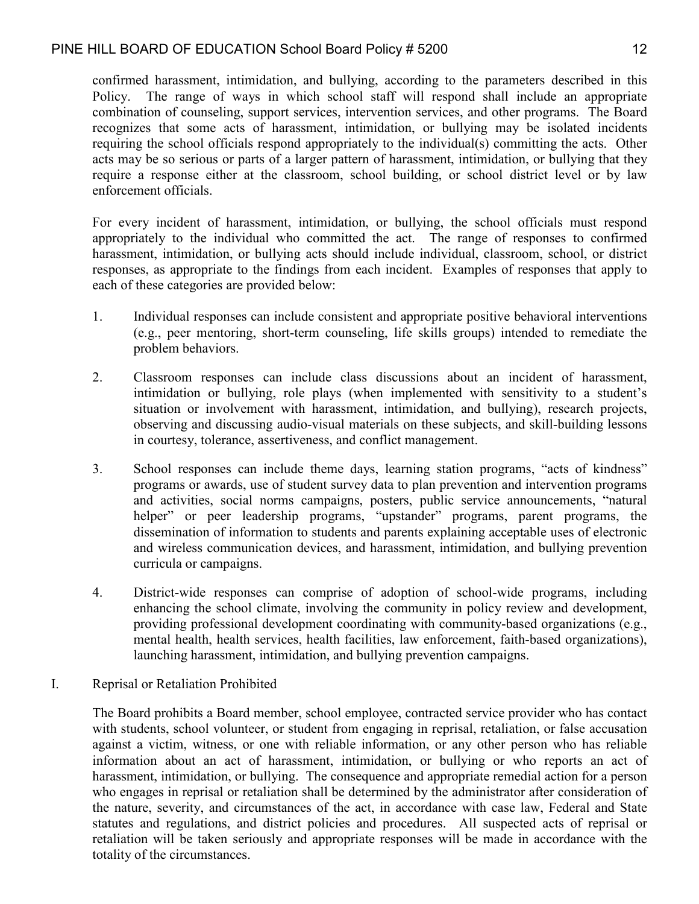confirmed harassment, intimidation, and bullying, according to the parameters described in this Policy. The range of ways in which school staff will respond shall include an appropriate combination of counseling, support services, intervention services, and other programs. The Board recognizes that some acts of harassment, intimidation, or bullying may be isolated incidents requiring the school officials respond appropriately to the individual(s) committing the acts. Other acts may be so serious or parts of a larger pattern of harassment, intimidation, or bullying that they require a response either at the classroom, school building, or school district level or by law enforcement officials.

For every incident of harassment, intimidation, or bullying, the school officials must respond appropriately to the individual who committed the act. The range of responses to confirmed harassment, intimidation, or bullying acts should include individual, classroom, school, or district responses, as appropriate to the findings from each incident. Examples of responses that apply to each of these categories are provided below:

1. Individual responses can include consistent and appropriate positive behavioral interventions (e.g., peer mentoring, short-term counseling, life skills groups) intended to remediate the problem behaviors.

2. Classroom responses can include class discussions about an incident of harassment, intimidation or bullying, role plays (when implemented with sensitivity to a student's situation or involvement with harassment, intimidation, and bullying), research projects, observing and discussing audio-visual materials on these subjects, and skill-building lessons in courtesy, tolerance, assertiveness, and conflict management.

3. School responses can include theme days, learning station programs, "acts of kindness" programs or awards, use of student survey data to plan prevention and intervention programs and activities, social norms campaigns, posters, public service announcements, "natural helper" or peer leadership programs, "upstander" programs, parent programs, the dissemination of information to students and parents explaining acceptable uses of electronic and wireless communication devices, and harassment, intimidation, and bullying prevention curricula or campaigns.

4. District-wide responses can comprise of adoption of school-wide programs, including enhancing the school climate, involving the community in policy review and development, providing professional development coordinating with community-based organizations (e.g., mental health, health services, health facilities, law enforcement, faith-based organizations), launching harassment, intimidation, and bullying prevention campaigns.

I. Reprisal or Retaliation Prohibited

The Board prohibits a Board member, school employee, contracted service provider who has contact with students, school volunteer, or student from engaging in reprisal, retaliation, or false accusation against a victim, witness, or one with reliable information, or any other person who has reliable information about an act of harassment, intimidation, or bullying or who reports an act of harassment, intimidation, or bullying. The consequence and appropriate remedial action for a person who engages in reprisal or retaliation shall be determined by the administrator after consideration of the nature, severity, and circumstances of the act, in accordance with case law, Federal and State statutes and regulations, and district policies and procedures. All suspected acts of reprisal or retaliation will be taken seriously and appropriate responses will be made in accordance with the totality of the circumstances.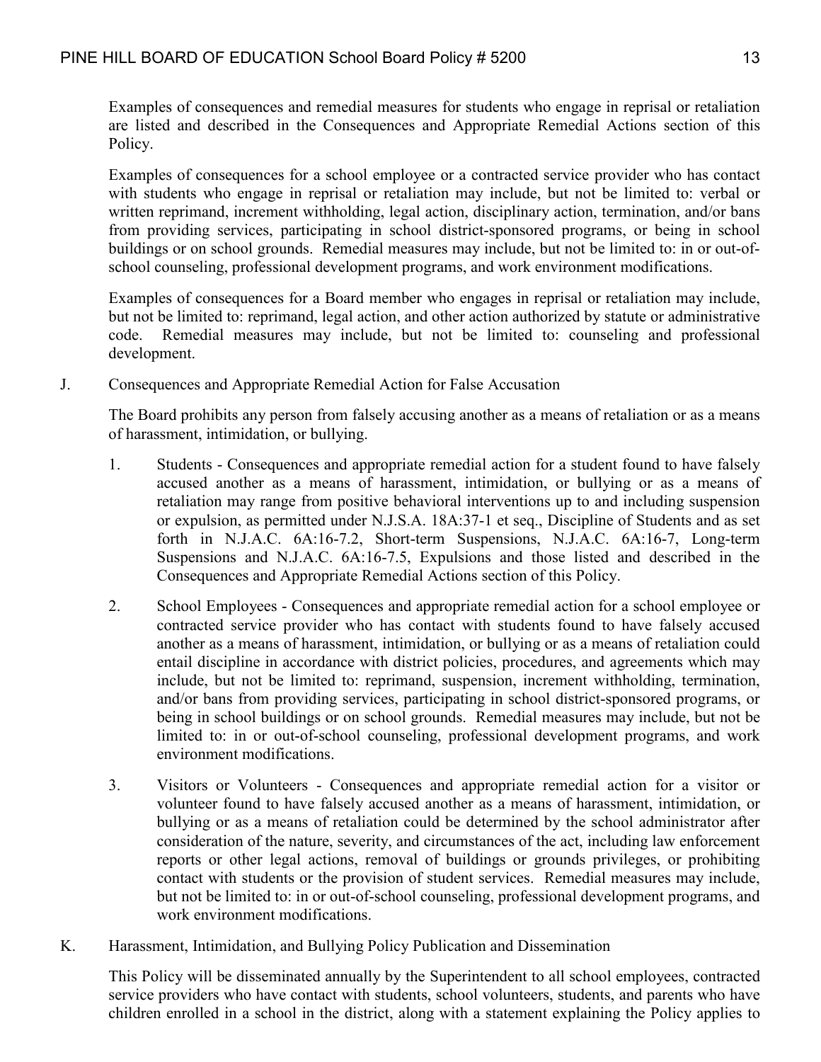Examples of consequences and remedial measures for students who engage in reprisal or retaliation are listed and described in the Consequences and Appropriate Remedial Actions section of this Policy.

Examples of consequences for a school employee or a contracted service provider who has contact with students who engage in reprisal or retaliation may include, but not be limited to: verbal or written reprimand, increment withholding, legal action, disciplinary action, termination, and/or bans from providing services, participating in school district-sponsored programs, or being in school buildings or on school grounds. Remedial measures may include, but not be limited to: in or out-of-school counseling, professional development programs, and work environment modifications.

Examples of consequences for a Board member who engages in reprisal or retaliation may include, but not be limited to: reprimand, legal action, and other action authorized by statute or administrative code. Remedial measures may include, but not be limited to: counseling and professional development.

J. Consequences and Appropriate Remedial Action for False Accusation

The Board prohibits any person from falsely accusing another as a means of retaliation or as a means of harassment, intimidation, or bullying.

1. Students - Consequences and appropriate remedial action for a student found to have falsely accused another as a means of harassment, intimidation, or bullying or as a means of retaliation may range from positive behavioral interventions up to and including suspension or expulsion, as permitted under N.J.S.A. 18A:37-1 et seq., Discipline of Students and as set forth in N.J.A.C. 6A:16-7.2, Short-term Suspensions, N.J.A.C. 6A:16-7, Long-term Suspensions and N.J.A.C. 6A:16-7.5, Expulsions and those listed and described in the Consequences and Appropriate Remedial Actions section of this Policy.

2. School Employees - Consequences and appropriate remedial action for a school employee or contracted service provider who has contact with students found to have falsely accused another as a means of harassment, intimidation, or bullying or as a means of retaliation could entail discipline in accordance with district policies, procedures, and agreements which may include, but not be limited to: reprimand, suspension, increment withholding, termination, and/or bans from providing services, participating in school district-sponsored programs, or being in school buildings or on school grounds. Remedial measures may include, but not be limited to: in or out-of-school counseling, professional development programs, and work environment modifications.

3. Visitors or Volunteers - Consequences and appropriate remedial action for a visitor or volunteer found to have falsely accused another as a means of harassment, intimidation, or bullying or as a means of retaliation could be determined by the school administrator after consideration of the nature, severity, and circumstances of the act, including law enforcement reports or other legal actions, removal of buildings or grounds privileges, or prohibiting contact with students or the provision of student services. Remedial measures may include, but not be limited to: in or out-of-school counseling, professional development programs, and work environment modifications.

K. Harassment, Intimidation, and Bullying Policy Publication and Dissemination

This Policy will be disseminated annually by the Superintendent to all school employees, contracted service providers who have contact with students, school volunteers, students, and parents who have children enrolled in a school in the district, along with a statement explaining the Policy applies to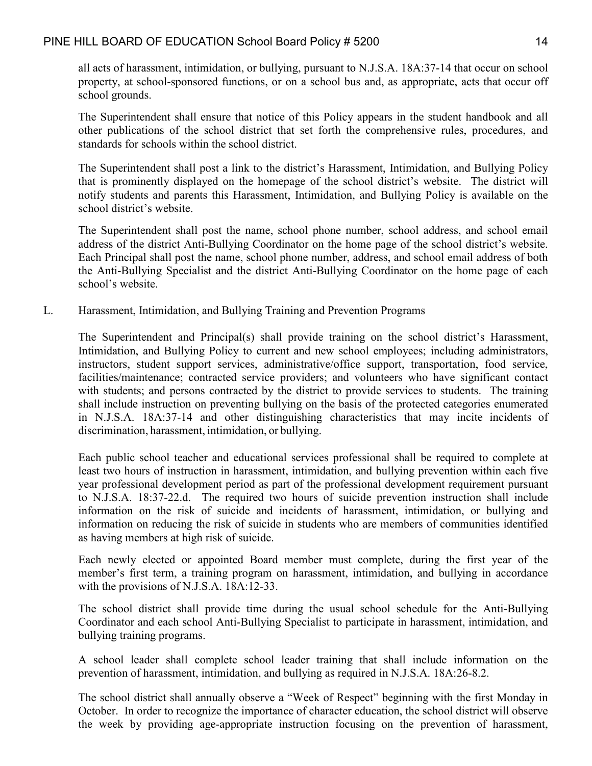all acts of harassment, intimidation, or bullying, pursuant to N.J.S.A. 18A:37-14 that occur on school property, at school-sponsored functions, or on a school bus and, as appropriate, acts that occur off school grounds.

The Superintendent shall ensure that notice of this Policy appears in the student handbook and all other publications of the school district that set forth the comprehensive rules, procedures, and standards for schools within the school district.

The Superintendent shall post a link to the district's Harassment, Intimidation, and Bullying Policy that is prominently displayed on the homepage of the school district's website. The district will notify students and parents this Harassment, Intimidation, and Bullying Policy is available on the school district's website.

The Superintendent shall post the name, school phone number, school address, and school email address of the district Anti-Bullying Coordinator on the home page of the school district's website. Each Principal shall post the name, school phone number, address, and school email address of both the Anti-Bullying Specialist and the district Anti-Bullying Coordinator on the home page of each school's website.

L. Harassment, Intimidation, and Bullying Training and Prevention Programs

The Superintendent and Principal(s) shall provide training on the school district's Harassment, Intimidation, and Bullying Policy to current and new school employees; including administrators, instructors, student support services, administrative/office support, transportation, food service, facilities/maintenance; contracted service providers; and volunteers who have significant contact with students; and persons contracted by the district to provide services to students. The training shall include instruction on preventing bullying on the basis of the protected categories enumerated in N.J.S.A. 18A:37-14 and other distinguishing characteristics that may incite incidents of discrimination, harassment, intimidation, or bullying.

Each public school teacher and educational services professional shall be required to complete at least two hours of instruction in harassment, intimidation, and bullying prevention within each five year professional development period as part of the professional development requirement pursuant to N.J.S.A. 18:37-22.d. The required two hours of suicide prevention instruction shall include information on the risk of suicide and incidents of harassment, intimidation, or bullying and information on reducing the risk of suicide in students who are members of communities identified as having members at high risk of suicide.

Each newly elected or appointed Board member must complete, during the first year of the member's first term, a training program on harassment, intimidation, and bullying in accordance with the provisions of N.J.S.A. 18A:12-33.

The school district shall provide time during the usual school schedule for the Anti-Bullying Coordinator and each school Anti-Bullying Specialist to participate in harassment, intimidation, and bullying training programs.

A school leader shall complete school leader training that shall include information on the prevention of harassment, intimidation, and bullying as required in N.J.S.A. 18A:26-8.2.

The school district shall annually observe a "Week of Respect" beginning with the first Monday in October. In order to recognize the importance of character education, the school district will observe the week by providing age-appropriate instruction focusing on the prevention of harassment,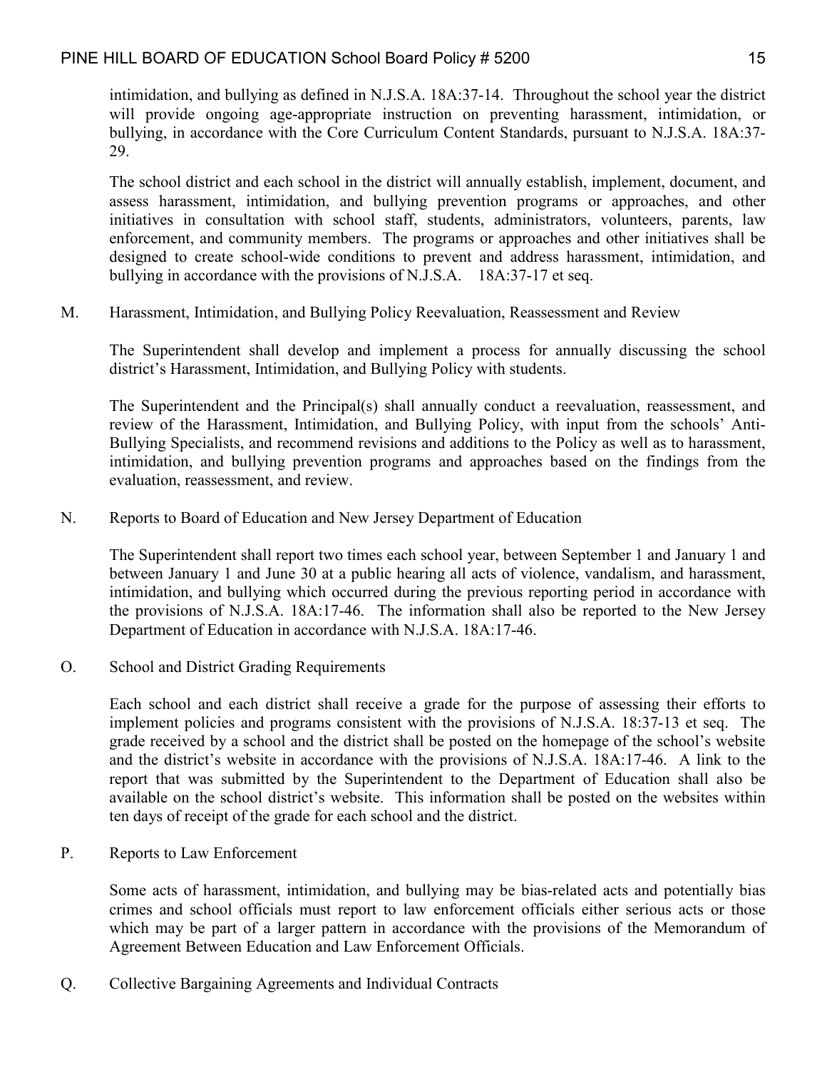intimidation, and bullying as defined in N.J.S.A. 18A:37-14. Throughout the school year the district will provide ongoing age-appropriate instruction on preventing harassment, intimidation, or bullying, in accordance with the Core Curriculum Content Standards, pursuant to N.J.S.A. 18A:37-29.

The school district and each school in the district will annually establish, implement, document, and assess harassment, intimidation, and bullying prevention programs or approaches, and other initiatives in consultation with school staff, students, administrators, volunteers, parents, law enforcement, and community members. The programs or approaches and other initiatives shall be designed to create school-wide conditions to prevent and address harassment, intimidation, and bullying in accordance with the provisions of N.J.S.A. 18A:37-17 et seq.

M. Harassment, Intimidation, and Bullying Policy Reevaluation, Reassessment and Review

The Superintendent shall develop and implement a process for annually discussing the school district's Harassment, Intimidation, and Bullying Policy with students.

The Superintendent and the Principal(s) shall annually conduct a reevaluation, reassessment, and review of the Harassment, Intimidation, and Bullying Policy, with input from the schools' Anti-Bullying Specialists, and recommend revisions and additions to the Policy as well as to harassment, intimidation, and bullying prevention programs and approaches based on the findings from the evaluation, reassessment, and review.

N. Reports to Board of Education and New Jersey Department of Education

The Superintendent shall report two times each school year, between September 1 and January 1 and between January 1 and June 30 at a public hearing all acts of violence, vandalism, and harassment, intimidation, and bullying which occurred during the previous reporting period in accordance with the provisions of N.J.S.A. 18A:17-46. The information shall also be reported to the New Jersey Department of Education in accordance with N.J.S.A. 18A:17-46.

O. School and District Grading Requirements

Each school and each district shall receive a grade for the purpose of assessing their efforts to implement policies and programs consistent with the provisions of N.J.S.A. 18:37-13 et seq. The grade received by a school and the district shall be posted on the homepage of the school's website and the district's website in accordance with the provisions of N.J.S.A. 18A:17-46. A link to the report that was submitted by the Superintendent to the Department of Education shall also be available on the school district's website. This information shall be posted on the websites within ten days of receipt of the grade for each school and the district.

P. Reports to Law Enforcement

Some acts of harassment, intimidation, and bullying may be bias-related acts and potentially bias crimes and school officials must report to law enforcement officials either serious acts or those which may be part of a larger pattern in accordance with the provisions of the Memorandum of Agreement Between Education and Law Enforcement Officials.

Q. Collective Bargaining Agreements and Individual Contracts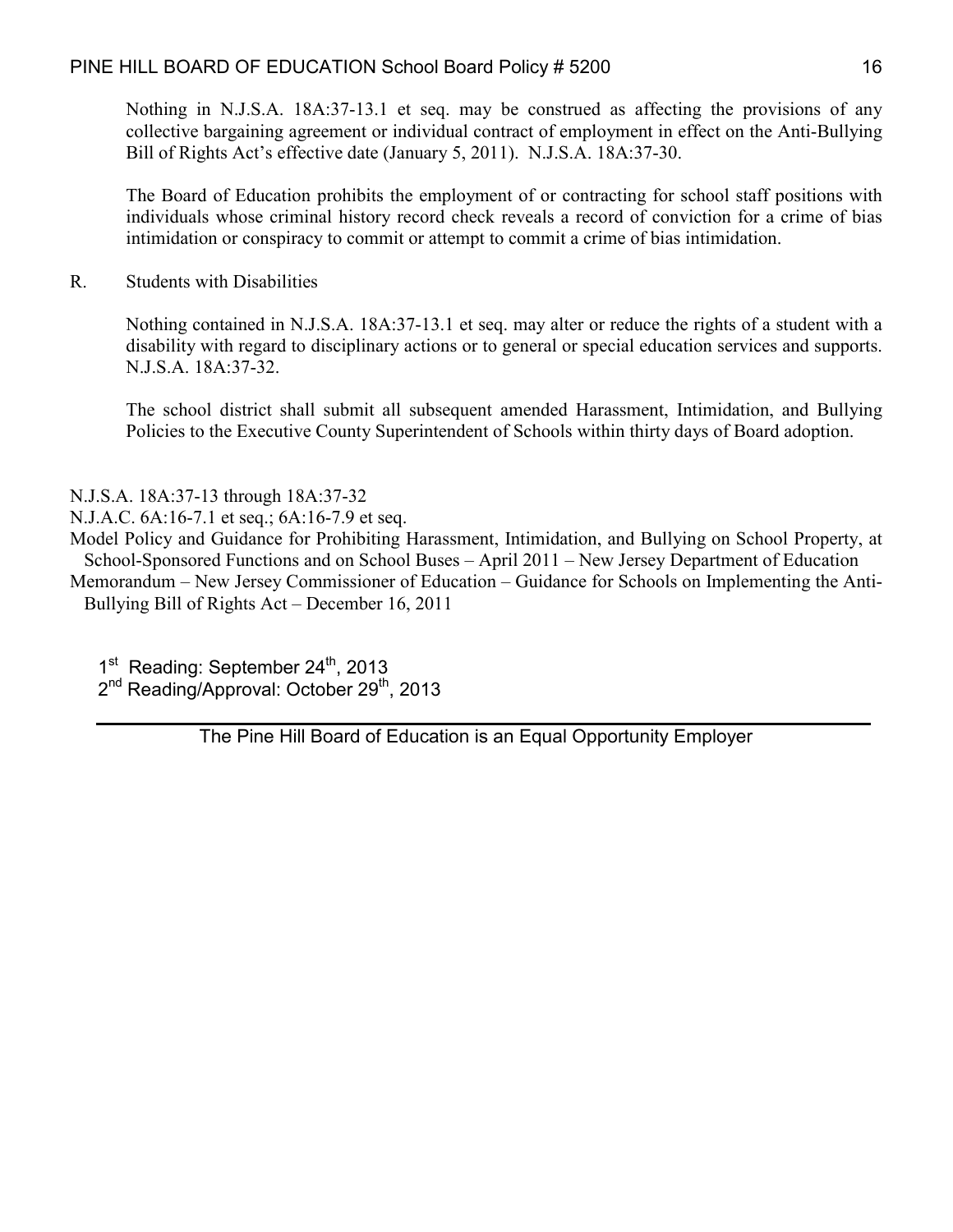Nothing in N.J.S.A. 18A:37-13.1 et seq. may be construed as affecting the provisions of any collective bargaining agreement or individual contract of employment in effect on the Anti-Bullying Bill of Rights Act's effective date (January 5, 2011). N.J.S.A. 18A:37-30.

The Board of Education prohibits the employment of or contracting for school staff positions with individuals whose criminal history record check reveals a record of conviction for a crime of bias intimidation or conspiracy to commit or attempt to commit a crime of bias intimidation.

R. Students with Disabilities

Nothing contained in N.J.S.A. 18A:37-13.1 et seq. may alter or reduce the rights of a student with a disability with regard to disciplinary actions or to general or special education services and supports. N.J.S.A. 18A:37-32.

The school district shall submit all subsequent amended Harassment, Intimidation, and Bullying Policies to the Executive County Superintendent of Schools within thirty days of Board adoption.

N.J.S.A. 18A:37-13 through 18A:37-32
N.J.A.C. 6A:16-7.1 et seq.; 6A:16-7.9 et seq.
Model Policy and Guidance for Prohibiting Harassment, Intimidation, and Bullying on School Property, at School-Sponsored Functions and on School Buses – April 2011 – New Jersey Department of Education
Memorandum – New Jersey Commissioner of Education – Guidance for Schools on Implementing the Anti-Bullying Bill of Rights Act – December 16, 2011

1st Reading: September 24th, 2013
2nd Reading/Approval: October 29th, 2013

The Pine Hill Board of Education is an Equal Opportunity Employer